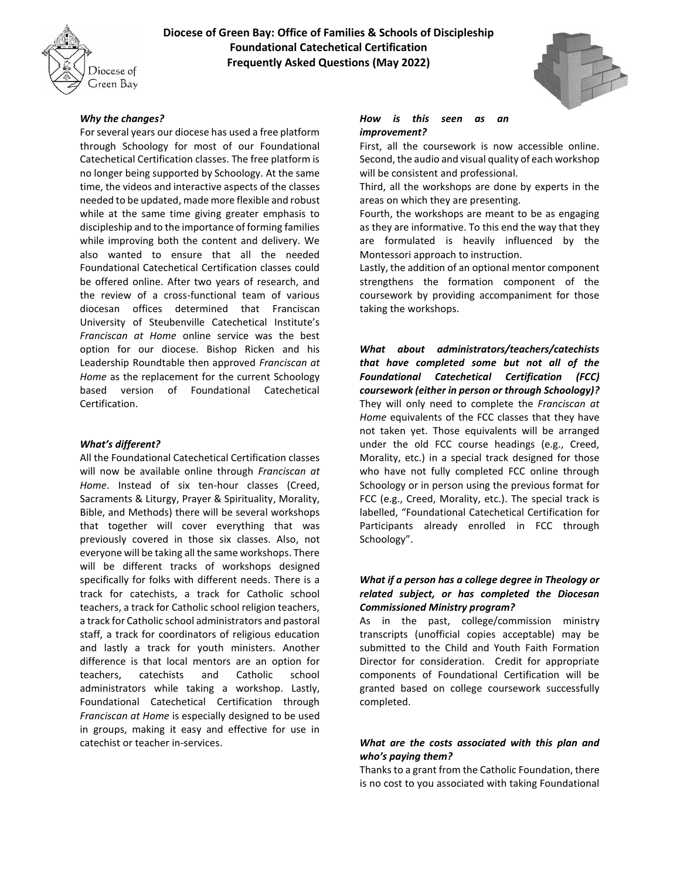# Diocese of Green Bay: Office of Families & Schools of Discipleship
## Foundational Catechetical Certification
## Frequently Asked Questions (May 2022)

***Why the changes?***

For several years our diocese has used a free platform through Schoology for most of our Foundational Catechetical Certification classes. The free platform is no longer being supported by Schoology. At the same time, the videos and interactive aspects of the classes needed to be updated, made more flexible and robust while at the same time giving greater emphasis to discipleship and to the importance of forming families while improving both the content and delivery. We also wanted to ensure that all the needed Foundational Catechetical Certification classes could be offered online. After two years of research, and the review of a cross-functional team of various diocesan offices determined that Franciscan University of Steubenville Catechetical Institute's *Franciscan at Home* online service was the best option for our diocese. Bishop Ricken and his Leadership Roundtable then approved *Franciscan at Home* as the replacement for the current Schoology based version of Foundational Catechetical Certification.

***What's different?***

All the Foundational Catechetical Certification classes will now be available online through *Franciscan at Home*. Instead of six ten-hour classes (Creed, Sacraments & Liturgy, Prayer & Spirituality, Morality, Bible, and Methods) there will be several workshops that together will cover everything that was previously covered in those six classes. Also, not everyone will be taking all the same workshops. There will be different tracks of workshops designed specifically for folks with different needs. There is a track for catechists, a track for Catholic school teachers, a track for Catholic school religion teachers, a track for Catholic school administrators and pastoral staff, a track for coordinators of religious education and lastly a track for youth ministers. Another difference is that local mentors are an option for teachers, catechists and Catholic school administrators while taking a workshop. Lastly, Foundational Catechetical Certification through *Franciscan at Home* is especially designed to be used in groups, making it easy and effective for use in catechist or teacher in-services.

***How is this seen as an improvement?***

First, all the coursework is now accessible online. Second, the audio and visual quality of each workshop will be consistent and professional.

Third, all the workshops are done by experts in the areas on which they are presenting.

Fourth, the workshops are meant to be as engaging as they are informative. To this end the way that they are formulated is heavily influenced by the Montessori approach to instruction.

Lastly, the addition of an optional mentor component strengthens the formation component of the coursework by providing accompaniment for those taking the workshops.

***What about administrators/teachers/catechists that have completed some but not all of the Foundational Catechetical Certification (FCC) coursework (either in person or through Schoology)?***

They will only need to complete the *Franciscan at Home* equivalents of the FCC classes that they have not taken yet. Those equivalents will be arranged under the old FCC course headings (e.g., Creed, Morality, etc.) in a special track designed for those who have not fully completed FCC online through Schoology or in person using the previous format for FCC (e.g., Creed, Morality, etc.). The special track is labelled, "Foundational Catechetical Certification for Participants already enrolled in FCC through Schoology".

***What if a person has a college degree in Theology or related subject, or has completed the Diocesan Commissioned Ministry program?***

As in the past, college/commission ministry transcripts (unofficial copies acceptable) may be submitted to the Child and Youth Faith Formation Director for consideration. Credit for appropriate components of Foundational Certification will be granted based on college coursework successfully completed.

***What are the costs associated with this plan and who's paying them?***

Thanks to a grant from the Catholic Foundation, there is no cost to you associated with taking Foundational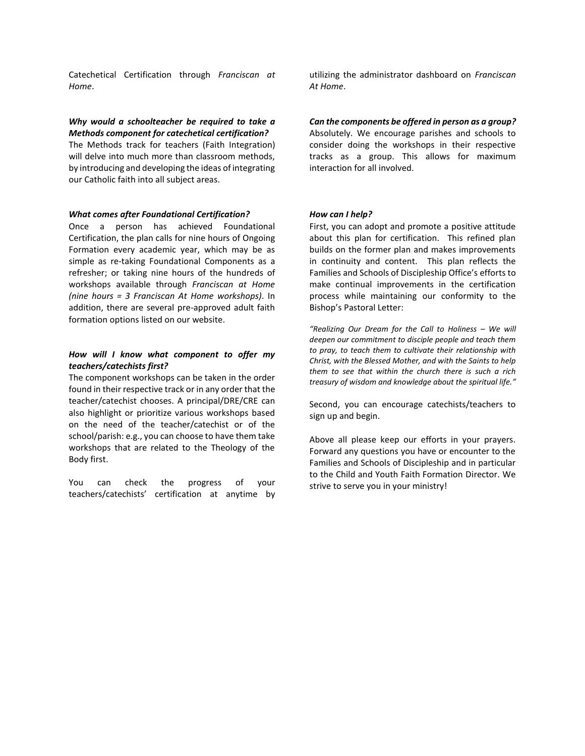Catechetical Certification through *Franciscan at Home*.

***Why would a schoolteacher be required to take a Methods component for catechetical certification?***

The Methods track for teachers (Faith Integration) will delve into much more than classroom methods, by introducing and developing the ideas of integrating our Catholic faith into all subject areas.

***What comes after Foundational Certification?***

Once a person has achieved Foundational Certification, the plan calls for nine hours of Ongoing Formation every academic year, which may be as simple as re-taking Foundational Components as a refresher; or taking nine hours of the hundreds of workshops available through *Franciscan at Home (nine hours = 3 Franciscan At Home workshops)*. In addition, there are several pre-approved adult faith formation options listed on our website.

***How will I know what component to offer my teachers/catechists first?***

The component workshops can be taken in the order found in their respective track or in any order that the teacher/catechist chooses. A principal/DRE/CRE can also highlight or prioritize various workshops based on the need of the teacher/catechist or of the school/parish: e.g., you can choose to have them take workshops that are related to the Theology of the Body first.

You can check the progress of your teachers/catechists' certification at anytime by utilizing the administrator dashboard on *Franciscan At Home*.

***Can the components be offered in person as a group?***

Absolutely. We encourage parishes and schools to consider doing the workshops in their respective tracks as a group. This allows for maximum interaction for all involved.

***How can I help?***

First, you can adopt and promote a positive attitude about this plan for certification. This refined plan builds on the former plan and makes improvements in continuity and content. This plan reflects the Families and Schools of Discipleship Office's efforts to make continual improvements in the certification process while maintaining our conformity to the Bishop's Pastoral Letter:

*"Realizing Our Dream for the Call to Holiness – We will deepen our commitment to disciple people and teach them to pray, to teach them to cultivate their relationship with Christ, with the Blessed Mother, and with the Saints to help them to see that within the church there is such a rich treasury of wisdom and knowledge about the spiritual life."*

Second, you can encourage catechists/teachers to sign up and begin.

Above all please keep our efforts in your prayers. Forward any questions you have or encounter to the Families and Schools of Discipleship and in particular to the Child and Youth Faith Formation Director. We strive to serve you in your ministry!